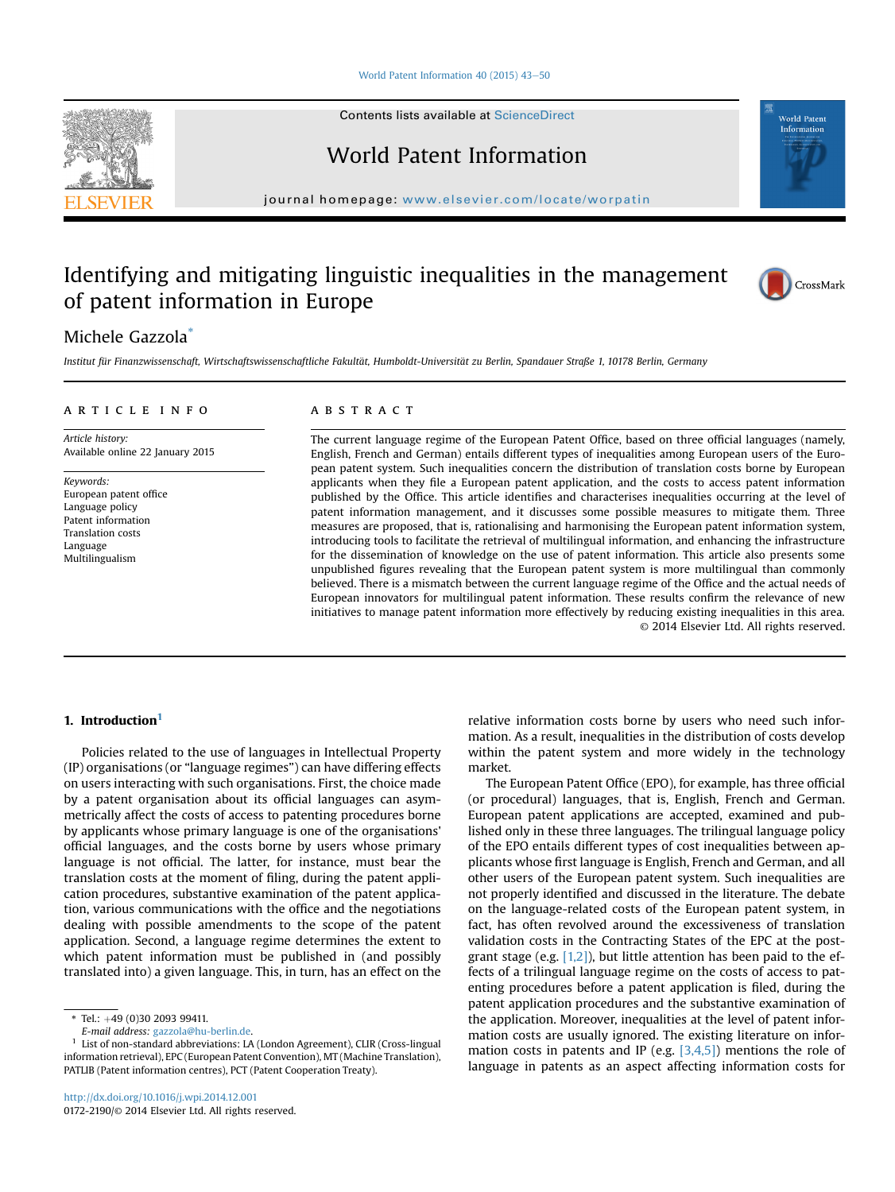# Identifying and mitigating linguistic inequalities in the management of patent information in Europe

Michele Gazzola*

*Institut für Finanzwissenschaft, Wirtschaftswissenschaftliche Fakultät, Humboldt-Universität zu Berlin, Spandauer Straße 1, 10178 Berlin, Germany*

**ARTICLE INFO**

*Article history:*
Available online 22 January 2015

*Keywords:*
European patent office
Language policy
Patent information
Translation costs
Language
Multilingualism

**ABSTRACT**

The current language regime of the European Patent Office, based on three official languages (namely, English, French and German) entails different types of inequalities among European users of the European patent system. Such inequalities concern the distribution of translation costs borne by European applicants when they file a European patent application, and the costs to access patent information published by the Office. This article identifies and characterises inequalities occurring at the level of patent information management, and it discusses some possible measures to mitigate them. Three measures are proposed, that is, rationalising and harmonising the European patent information system, introducing tools to facilitate the retrieval of multilingual information, and enhancing the infrastructure for the dissemination of knowledge on the use of patent information. This article also presents some unpublished figures revealing that the European patent system is more multilingual than commonly believed. There is a mismatch between the current language regime of the Office and the actual needs of European innovators for multilingual patent information. These results confirm the relevance of new initiatives to manage patent information more effectively by reducing existing inequalities in this area.

© 2014 Elsevier Ltd. All rights reserved.

## 1. Introduction[1]

Policies related to the use of languages in Intellectual Property (IP) organisations (or "language regimes") can have differing effects on users interacting with such organisations. First, the choice made by a patent organisation about its official languages can asymmetrically affect the costs of access to patenting procedures borne by applicants whose primary language is one of the organisations' official languages, and the costs borne by users whose primary language is not official. The latter, for instance, must bear the translation costs at the moment of filing, during the patent application procedures, substantive examination of the patent application, various communications with the office and the negotiations dealing with possible amendments to the scope of the patent application. Second, a language regime determines the extent to which patent information must be published in (and possibly translated into) a given language. This, in turn, has an effect on the relative information costs borne by users who need such information. As a result, inequalities in the distribution of costs develop within the patent system and more widely in the technology market.

The European Patent Office (EPO), for example, has three official (or procedural) languages, that is, English, French and German. European patent applications are accepted, examined and published only in these three languages. The trilingual language policy of the EPO entails different types of cost inequalities between applicants whose first language is English, French and German, and all other users of the European patent system. Such inequalities are not properly identified and discussed in the literature. The debate on the language-related costs of the European patent system, in fact, has often revolved around the excessiveness of translation validation costs in the Contracting States of the EPC at the post-grant stage (e.g. [1,2]), but little attention has been paid to the effects of a trilingual language regime on the costs of access to patenting procedures before a patent application is filed, during the patent application procedures and the substantive examination of the application. Moreover, inequalities at the level of patent information costs are usually ignored. The existing literature on information costs in patents and IP (e.g. [3,4,5]) mentions the role of language in patents as an aspect affecting information costs for

* Tel.: +49 (0)30 2093 99411.
*E-mail address:* gazzola@hu-berlin.de.

[1] List of non-standard abbreviations: LA (London Agreement), CLIR (Cross-lingual information retrieval), EPC (European Patent Convention), MT (Machine Translation), PATLIB (Patent information centres), PCT (Patent Cooperation Treaty).

http://dx.doi.org/10.1016/j.wpi.2014.12.001
0172-2190/© 2014 Elsevier Ltd. All rights reserved.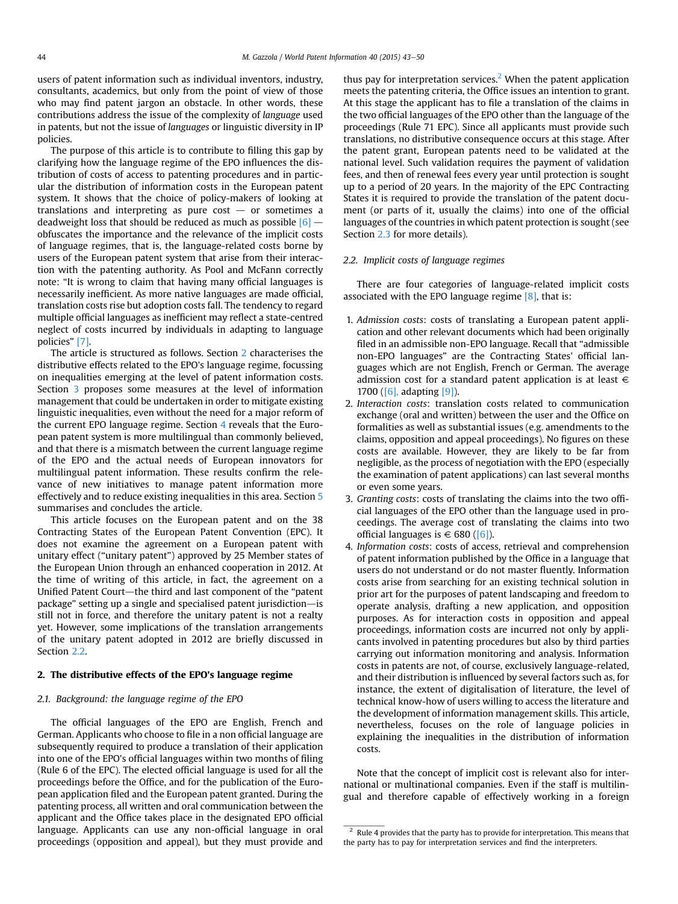users of patent information such as individual inventors, industry, consultants, academics, but only from the point of view of those who may find patent jargon an obstacle. In other words, these contributions address the issue of the complexity of *language* used in patents, but not the issue of *languages* or linguistic diversity in IP policies.

The purpose of this article is to contribute to filling this gap by clarifying how the language regime of the EPO influences the distribution of costs of access to patenting procedures and in particular the distribution of information costs in the European patent system. It shows that the choice of policy-makers of looking at translations and interpreting as pure cost — or sometimes a deadweight loss that should be reduced as much as possible [6] — obfuscates the importance and the relevance of the implicit costs of language regimes, that is, the language-related costs borne by users of the European patent system that arise from their interaction with the patenting authority. As Pool and McFann correctly note: "It is wrong to claim that having many official languages is necessarily inefficient. As more native languages are made official, translation costs rise but adoption costs fall. The tendency to regard multiple official languages as inefficient may reflect a state-centred neglect of costs incurred by individuals in adapting to language policies" [7].

The article is structured as follows. Section 2 characterises the distributive effects related to the EPO's language regime, focussing on inequalities emerging at the level of patent information costs. Section 3 proposes some measures at the level of information management that could be undertaken in order to mitigate existing linguistic inequalities, even without the need for a major reform of the current EPO language regime. Section 4 reveals that the European patent system is more multilingual than commonly believed, and that there is a mismatch between the current language regime of the EPO and the actual needs of European innovators for multilingual patent information. These results confirm the relevance of new initiatives to manage patent information more effectively and to reduce existing inequalities in this area. Section 5 summarises and concludes the article.

This article focuses on the European patent and on the 38 Contracting States of the European Patent Convention (EPC). It does not examine the agreement on a European patent with unitary effect ("unitary patent") approved by 25 Member states of the European Union through an enhanced cooperation in 2012. At the time of writing of this article, in fact, the agreement on a Unified Patent Court—the third and last component of the "patent package" setting up a single and specialised patent jurisdiction—is still not in force, and therefore the unitary patent is not a realty yet. However, some implications of the translation arrangements of the unitary patent adopted in 2012 are briefly discussed in Section 2.2.

## 2. The distributive effects of the EPO's language regime

### 2.1. Background: the language regime of the EPO

The official languages of the EPO are English, French and German. Applicants who choose to file in a non official language are subsequently required to produce a translation of their application into one of the EPO's official languages within two months of filing (Rule 6 of the EPC). The elected official language is used for all the proceedings before the Office, and for the publication of the European application filed and the European patent granted. During the patenting process, all written and oral communication between the applicant and the Office takes place in the designated EPO official language. Applicants can use any non-official language in oral proceedings (opposition and appeal), but they must provide and thus pay for interpretation services.[2] When the patent application meets the patenting criteria, the Office issues an intention to grant. At this stage the applicant has to file a translation of the claims in the two official languages of the EPO other than the language of the proceedings (Rule 71 EPC). Since all applicants must provide such translations, no distributive consequence occurs at this stage. After the patent grant, European patents need to be validated at the national level. Such validation requires the payment of validation fees, and then of renewal fees every year until protection is sought up to a period of 20 years. In the majority of the EPC Contracting States it is required to provide the translation of the patent document (or parts of it, usually the claims) into one of the official languages of the countries in which patent protection is sought (see Section 2.3 for more details).

### 2.2. Implicit costs of language regimes

There are four categories of language-related implicit costs associated with the EPO language regime [8], that is:

1. *Admission costs*: costs of translating a European patent application and other relevant documents which had been originally filed in an admissible non-EPO language. Recall that "admissible non-EPO languages" are the Contracting States' official languages which are not English, French or German. The average admission cost for a standard patent application is at least € 1700 ([6], adapting [9]).
2. *Interaction costs*: translation costs related to communication exchange (oral and written) between the user and the Office on formalities as well as substantial issues (e.g. amendments to the claims, opposition and appeal proceedings). No figures on these costs are available. However, they are likely to be far from negligible, as the process of negotiation with the EPO (especially the examination of patent applications) can last several months or even some years.
3. *Granting costs*: costs of translating the claims into the two official languages of the EPO other than the language used in proceedings. The average cost of translating the claims into two official languages is € 680 ([6]).
4. *Information costs*: costs of access, retrieval and comprehension of patent information published by the Office in a language that users do not understand or do not master fluently. Information costs arise from searching for an existing technical solution in prior art for the purposes of patent landscaping and freedom to operate analysis, drafting a new application, and opposition purposes. As for interaction costs in opposition and appeal proceedings, information costs are incurred not only by applicants involved in patenting procedures but also by third parties carrying out information monitoring and analysis. Information costs in patents are not, of course, exclusively language-related, and their distribution is influenced by several factors such as, for instance, the extent of digitalisation of literature, the level of technical know-how of users willing to access the literature and the development of information management skills. This article, nevertheless, focuses on the role of language policies in explaining the inequalities in the distribution of information costs.

Note that the concept of implicit cost is relevant also for international or multinational companies. Even if the staff is multilingual and therefore capable of effectively working in a foreign

[2] Rule 4 provides that the party has to provide for interpretation. This means that the party has to pay for interpretation services and find the interpreters.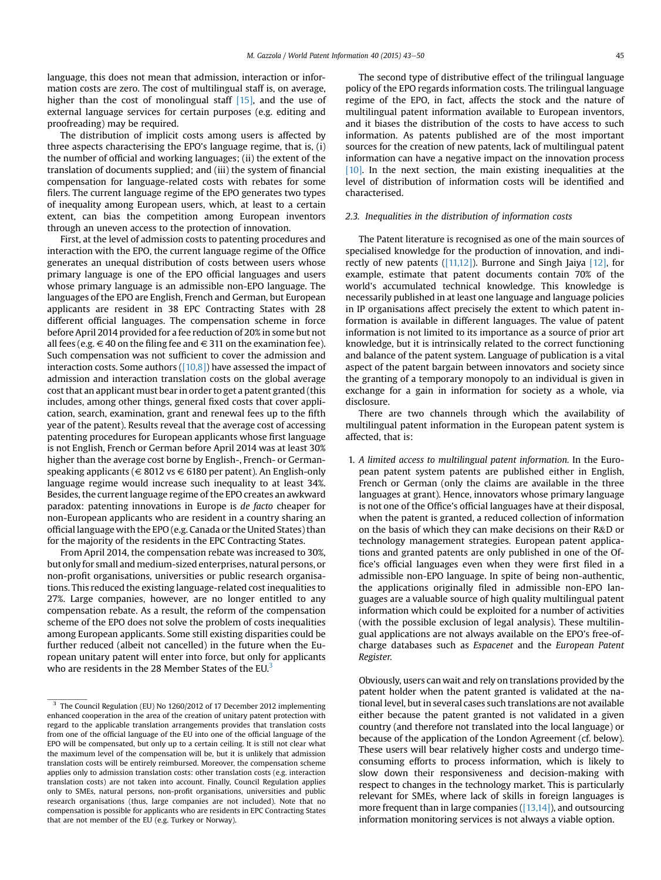language, this does not mean that admission, interaction or information costs are zero. The cost of multilingual staff is, on average, higher than the cost of monolingual staff [15], and the use of external language services for certain purposes (e.g. editing and proofreading) may be required.

The distribution of implicit costs among users is affected by three aspects characterising the EPO's language regime, that is, (i) the number of official and working languages; (ii) the extent of the translation of documents supplied; and (iii) the system of financial compensation for language-related costs with rebates for some filers. The current language regime of the EPO generates two types of inequality among European users, which, at least to a certain extent, can bias the competition among European inventors through an uneven access to the protection of innovation.

First, at the level of admission costs to patenting procedures and interaction with the EPO, the current language regime of the Office generates an unequal distribution of costs between users whose primary language is one of the EPO official languages and users whose primary language is an admissible non-EPO language. The languages of the EPO are English, French and German, but European applicants are resident in 38 EPC Contracting States with 28 different official languages. The compensation scheme in force before April 2014 provided for a fee reduction of 20% in some but not all fees (e.g. € 40 on the filing fee and € 311 on the examination fee). Such compensation was not sufficient to cover the admission and interaction costs. Some authors ([10,8]) have assessed the impact of admission and interaction translation costs on the global average cost that an applicant must bear in order to get a patent granted (this includes, among other things, general fixed costs that cover application, search, examination, grant and renewal fees up to the fifth year of the patent). Results reveal that the average cost of accessing patenting procedures for European applicants whose first language is not English, French or German before April 2014 was at least 30% higher than the average cost borne by English-, French- or German-speaking applicants (€ 8012 vs € 6180 per patent). An English-only language regime would increase such inequality to at least 34%. Besides, the current language regime of the EPO creates an awkward paradox: patenting innovations in Europe is *de facto* cheaper for non-European applicants who are resident in a country sharing an official language with the EPO (e.g. Canada or the United States) than for the majority of the residents in the EPC Contracting States.

From April 2014, the compensation rebate was increased to 30%, but only for small and medium-sized enterprises, natural persons, or non-profit organisations, universities or public research organisations. This reduced the existing language-related cost inequalities to 27%. Large companies, however, are no longer entitled to any compensation rebate. As a result, the reform of the compensation scheme of the EPO does not solve the problem of costs inequalities among European applicants. Some still existing disparities could be further reduced (albeit not cancelled) in the future when the European unitary patent will enter into force, but only for applicants who are residents in the 28 Member States of the EU.[3]

The second type of distributive effect of the trilingual language policy of the EPO regards information costs. The trilingual language regime of the EPO, in fact, affects the stock and the nature of multilingual patent information available to European inventors, and it biases the distribution of the costs to have access to such information. As patents published are of the most important sources for the creation of new patents, lack of multilingual patent information can have a negative impact on the innovation process [10]. In the next section, the main existing inequalities at the level of distribution of information costs will be identified and characterised.

### 2.3. Inequalities in the distribution of information costs

The Patent literature is recognised as one of the main sources of specialised knowledge for the production of innovation, and indirectly of new patents ([11,12]). Burrone and Singh Jaiya [12], for example, estimate that patent documents contain 70% of the world's accumulated technical knowledge. This knowledge is necessarily published in at least one language and language policies in IP organisations affect precisely the extent to which patent information is available in different languages. The value of patent information is not limited to its importance as a source of prior art knowledge, but it is intrinsically related to the correct functioning and balance of the patent system. Language of publication is a vital aspect of the patent bargain between innovators and society since the granting of a temporary monopoly to an individual is given in exchange for a gain in information for society as a whole, via disclosure.

There are two channels through which the availability of multilingual patent information in the European patent system is affected, that is:

1. *A limited access to multilingual patent information.* In the European patent system patents are published either in English, French or German (only the claims are available in the three languages at grant). Hence, innovators whose primary language is not one of the Office's official languages have at their disposal, when the patent is granted, a reduced collection of information on the basis of which they can make decisions on their R&D or technology management strategies. European patent applications and granted patents are only published in one of the Office's official languages even when they were first filed in a admissible non-EPO language. In spite of being non-authentic, the applications originally filed in admissible non-EPO languages are a valuable source of high quality multilingual patent information which could be exploited for a number of activities (with the possible exclusion of legal analysis). These multilingual applications are not always available on the EPO's free-of-charge databases such as *Espacenet* and the *European Patent Register*.

   Obviously, users can wait and rely on translations provided by the patent holder when the patent granted is validated at the national level, but in several cases such translations are not available either because the patent granted is not validated in a given country (and therefore not translated into the local language) or because of the application of the London Agreement (cf. below). These users will bear relatively higher costs and undergo time-consuming efforts to process information, which is likely to slow down their responsiveness and decision-making with respect to changes in the technology market. This is particularly relevant for SMEs, where lack of skills in foreign languages is more frequent than in large companies ([13,14]), and outsourcing information monitoring services is not always a viable option.

[3] The Council Regulation (EU) No 1260/2012 of 17 December 2012 implementing enhanced cooperation in the area of the creation of unitary patent protection with regard to the applicable translation arrangements provides that translation costs from one of the official language of the EU into one of the official language of the EPO will be compensated, but only up to a certain ceiling. It is still not clear what the maximum level of the compensation will be, but it is unlikely that admission translation costs will be entirely reimbursed. Moreover, the compensation scheme applies only to admission translation costs: other translation costs (e.g. interaction translation costs) are not taken into account. Finally, Council Regulation applies only to SMEs, natural persons, non-profit organisations, universities and public research organisations (thus, large companies are not included). Note that no compensation is possible for applicants who are residents in EPC Contracting States that are not member of the EU (e.g. Turkey or Norway).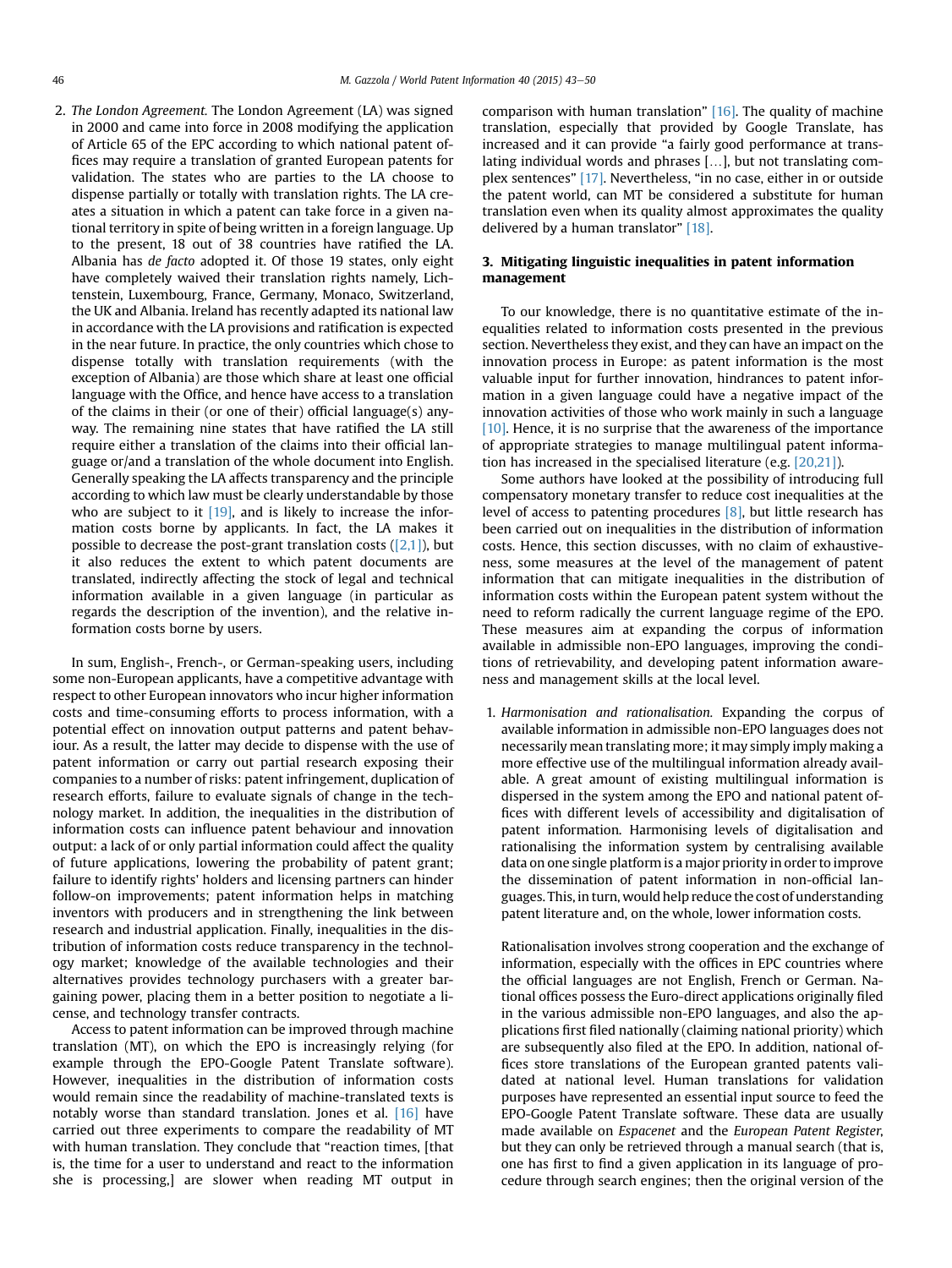2. *The London Agreement.* The London Agreement (LA) was signed in 2000 and came into force in 2008 modifying the application of Article 65 of the EPC according to which national patent offices may require a translation of granted European patents for validation. The states who are parties to the LA choose to dispense partially or totally with translation rights. The LA creates a situation in which a patent can take force in a given national territory in spite of being written in a foreign language. Up to the present, 18 out of 38 countries have ratified the LA. Albania has *de facto* adopted it. Of those 19 states, only eight have completely waived their translation rights namely, Lichtenstein, Luxembourg, France, Germany, Monaco, Switzerland, the UK and Albania. Ireland has recently adapted its national law in accordance with the LA provisions and ratification is expected in the near future. In practice, the only countries which chose to dispense totally with translation requirements (with the exception of Albania) are those which share at least one official language with the Office, and hence have access to a translation of the claims in their (or one of their) official language(s) anyway. The remaining nine states that have ratified the LA still require either a translation of the claims into their official language or/and a translation of the whole document into English. Generally speaking the LA affects transparency and the principle according to which law must be clearly understandable by those who are subject to it [19], and is likely to increase the information costs borne by applicants. In fact, the LA makes it possible to decrease the post-grant translation costs ([2,1]), but it also reduces the extent to which patent documents are translated, indirectly affecting the stock of legal and technical information available in a given language (in particular as regards the description of the invention), and the relative information costs borne by users.

In sum, English-, French-, or German-speaking users, including some non-European applicants, have a competitive advantage with respect to other European innovators who incur higher information costs and time-consuming efforts to process information, with a potential effect on innovation output patterns and patent behaviour. As a result, the latter may decide to dispense with the use of patent information or carry out partial research exposing their companies to a number of risks: patent infringement, duplication of research efforts, failure to evaluate signals of change in the technology market. In addition, the inequalities in the distribution of information costs can influence patent behaviour and innovation output: a lack of or only partial information could affect the quality of future applications, lowering the probability of patent grant; failure to identify rights' holders and licensing partners can hinder follow-on improvements; patent information helps in matching inventors with producers and in strengthening the link between research and industrial application. Finally, inequalities in the distribution of information costs reduce transparency in the technology market; knowledge of the available technologies and their alternatives provides technology purchasers with a greater bargaining power, placing them in a better position to negotiate a license, and technology transfer contracts.

Access to patent information can be improved through machine translation (MT), on which the EPO is increasingly relying (for example through the EPO-Google Patent Translate software). However, inequalities in the distribution of information costs would remain since the readability of machine-translated texts is notably worse than standard translation. Jones et al. [16] have carried out three experiments to compare the readability of MT with human translation. They conclude that "reaction times, [that is, the time for a user to understand and react to the information she is processing,] are slower when reading MT output in comparison with human translation" [16]. The quality of machine translation, especially that provided by Google Translate, has increased and it can provide "a fairly good performance at translating individual words and phrases [...], but not translating complex sentences" [17]. Nevertheless, "in no case, either in or outside the patent world, can MT be considered a substitute for human translation even when its quality almost approximates the quality delivered by a human translator" [18].

## 3. Mitigating linguistic inequalities in patent information management

To our knowledge, there is no quantitative estimate of the inequalities related to information costs presented in the previous section. Nevertheless they exist, and they can have an impact on the innovation process in Europe: as patent information is the most valuable input for further innovation, hindrances to patent information in a given language could have a negative impact of the innovation activities of those who work mainly in such a language [10]. Hence, it is no surprise that the awareness of the importance of appropriate strategies to manage multilingual patent information has increased in the specialised literature (e.g. [20,21]).

Some authors have looked at the possibility of introducing full compensatory monetary transfer to reduce cost inequalities at the level of access to patenting procedures [8], but little research has been carried out on inequalities in the distribution of information costs. Hence, this section discusses, with no claim of exhaustiveness, some measures at the level of the management of patent information that can mitigate inequalities in the distribution of information costs within the European patent system without the need to reform radically the current language regime of the EPO. These measures aim at expanding the corpus of information available in admissible non-EPO languages, improving the conditions of retrievability, and developing patent information awareness and management skills at the local level.

1. *Harmonisation and rationalisation.* Expanding the corpus of available information in admissible non-EPO languages does not necessarily mean translating more; it may simply imply making a more effective use of the multilingual information already available. A great amount of existing multilingual information is dispersed in the system among the EPO and national patent offices with different levels of accessibility and digitalisation of patent information. Harmonising levels of digitalisation and rationalising the information system by centralising available data on one single platform is a major priority in order to improve the dissemination of patent information in non-official languages. This, in turn, would help reduce the cost of understanding patent literature and, on the whole, lower information costs.

   Rationalisation involves strong cooperation and the exchange of information, especially with the offices in EPC countries where the official languages are not English, French or German. National offices possess the Euro-direct applications originally filed in the various admissible non-EPO languages, and also the applications first filed nationally (claiming national priority) which are subsequently also filed at the EPO. In addition, national offices store translations of the European granted patents validated at national level. Human translations for validation purposes have represented an essential input source to feed the EPO-Google Patent Translate software. These data are usually made available on *Espacenet* and the *European Patent Register*, but they can only be retrieved through a manual search (that is, one has first to find a given application in its language of procedure through search engines; then the original version of the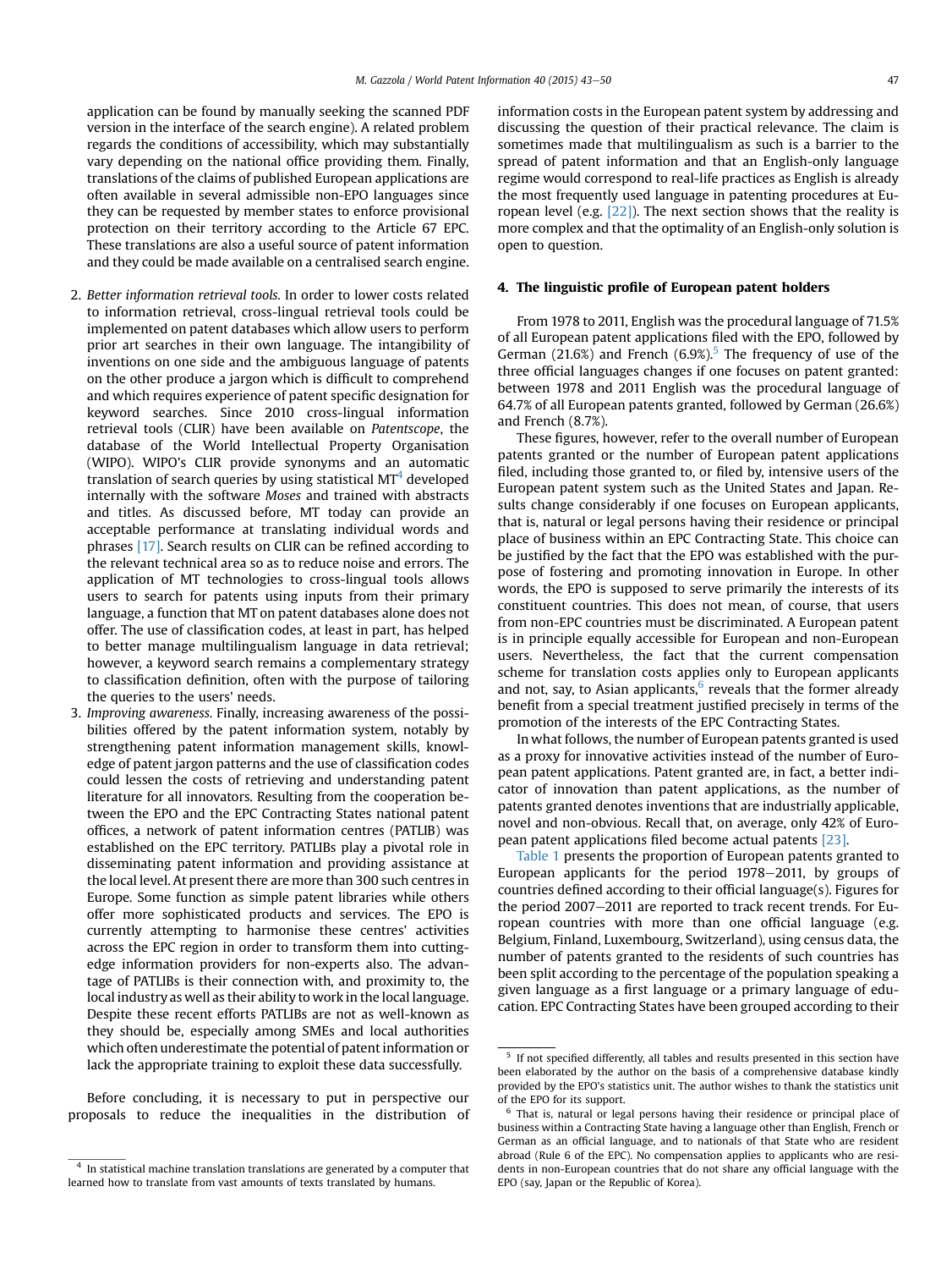application can be found by manually seeking the scanned PDF version in the interface of the search engine). A related problem regards the conditions of accessibility, which may substantially vary depending on the national office providing them. Finally, translations of the claims of published European applications are often available in several admissible non-EPO languages since they can be requested by member states to enforce provisional protection on their territory according to the Article 67 EPC. These translations are also a useful source of patent information and they could be made available on a centralised search engine.

2. *Better information retrieval tools.* In order to lower costs related to information retrieval, cross-lingual retrieval tools could be implemented on patent databases which allow users to perform prior art searches in their own language. The intangibility of inventions on one side and the ambiguous language of patents on the other produce a jargon which is difficult to comprehend and which requires experience of patent specific designation for keyword searches. Since 2010 cross-lingual information retrieval tools (CLIR) have been available on *Patentscope*, the database of the World Intellectual Property Organisation (WIPO). WIPO's CLIR provide synonyms and an automatic translation of search queries by using statistical MT[4] developed internally with the software *Moses* and trained with abstracts and titles. As discussed before, MT today can provide an acceptable performance at translating individual words and phrases [17]. Search results on CLIR can be refined according to the relevant technical area so as to reduce noise and errors. The application of MT technologies to cross-lingual tools allows users to search for patents using inputs from their primary language, a function that MT on patent databases alone does not offer. The use of classification codes, at least in part, has helped to better manage multilingualism language in data retrieval; however, a keyword search remains a complementary strategy to classification definition, often with the purpose of tailoring the queries to the users' needs.
3. *Improving awareness.* Finally, increasing awareness of the possibilities offered by the patent information system, notably by strengthening patent information management skills, knowledge of patent jargon patterns and the use of classification codes could lessen the costs of retrieving and understanding patent literature for all innovators. Resulting from the cooperation between the EPO and the EPC Contracting States national patent offices, a network of patent information centres (PATLIB) was established on the EPC territory. PATLIBs play a pivotal role in disseminating patent information and providing assistance at the local level. At present there are more than 300 such centres in Europe. Some function as simple patent libraries while others offer more sophisticated products and services. The EPO is currently attempting to harmonise these centres' activities across the EPC region in order to transform them into cutting-edge information providers for non-experts also. The advantage of PATLIBs is their connection with, and proximity to, the local industry as well as their ability to work in the local language. Despite these recent efforts PATLIBs are not as well-known as they should be, especially among SMEs and local authorities which often underestimate the potential of patent information or lack the appropriate training to exploit these data successfully.

Before concluding, it is necessary to put in perspective our proposals to reduce the inequalities in the distribution of information costs in the European patent system by addressing and discussing the question of their practical relevance. The claim is sometimes made that multilingualism as such is a barrier to the spread of patent information and that an English-only language regime would correspond to real-life practices as English is already the most frequently used language in patenting procedures at European level (e.g. [22]). The next section shows that the reality is more complex and that the optimality of an English-only solution is open to question.

## 4. The linguistic profile of European patent holders

From 1978 to 2011, English was the procedural language of 71.5% of all European patent applications filed with the EPO, followed by German (21.6%) and French (6.9%).[5] The frequency of use of the three official languages changes if one focuses on patent granted: between 1978 and 2011 English was the procedural language of 64.7% of all European patents granted, followed by German (26.6%) and French (8.7%).

These figures, however, refer to the overall number of European patents granted or the number of European patent applications filed, including those granted to, or filed by, intensive users of the European patent system such as the United States and Japan. Results change considerably if one focuses on European applicants, that is, natural or legal persons having their residence or principal place of business within an EPC Contracting State. This choice can be justified by the fact that the EPO was established with the purpose of fostering and promoting innovation in Europe. In other words, the EPO is supposed to serve primarily the interests of its constituent countries. This does not mean, of course, that users from non-EPC countries must be discriminated. A European patent is in principle equally accessible for European and non-European users. Nevertheless, the fact that the current compensation scheme for translation costs applies only to European applicants and not, say, to Asian applicants,[6] reveals that the former already benefit from a special treatment justified precisely in terms of the promotion of the interests of the EPC Contracting States.

In what follows, the number of European patents granted is used as a proxy for innovative activities instead of the number of European patent applications. Patent granted are, in fact, a better indicator of innovation than patent applications, as the number of patents granted denotes inventions that are industrially applicable, novel and non-obvious. Recall that, on average, only 42% of European patent applications filed become actual patents [23].

Table 1 presents the proportion of European patents granted to European applicants for the period 1978–2011, by groups of countries defined according to their official language(s). Figures for the period 2007–2011 are reported to track recent trends. For European countries with more than one official language (e.g. Belgium, Finland, Luxembourg, Switzerland), using census data, the number of patents granted to the residents of such countries has been split according to the percentage of the population speaking a given language as a first language or a primary language of education. EPC Contracting States have been grouped according to their

[4] In statistical machine translation translations are generated by a computer that learned how to translate from vast amounts of texts translated by humans.

[5] If not specified differently, all tables and results presented in this section have been elaborated by the author on the basis of a comprehensive database kindly provided by the EPO's statistics unit. The author wishes to thank the statistics unit of the EPO for its support.

[6] That is, natural or legal persons having their residence or principal place of business within a Contracting State having a language other than English, French or German as an official language, and to nationals of that State who are resident abroad (Rule 6 of the EPC). No compensation applies to applicants who are residents in non-European countries that do not share any official language with the EPO (say, Japan or the Republic of Korea).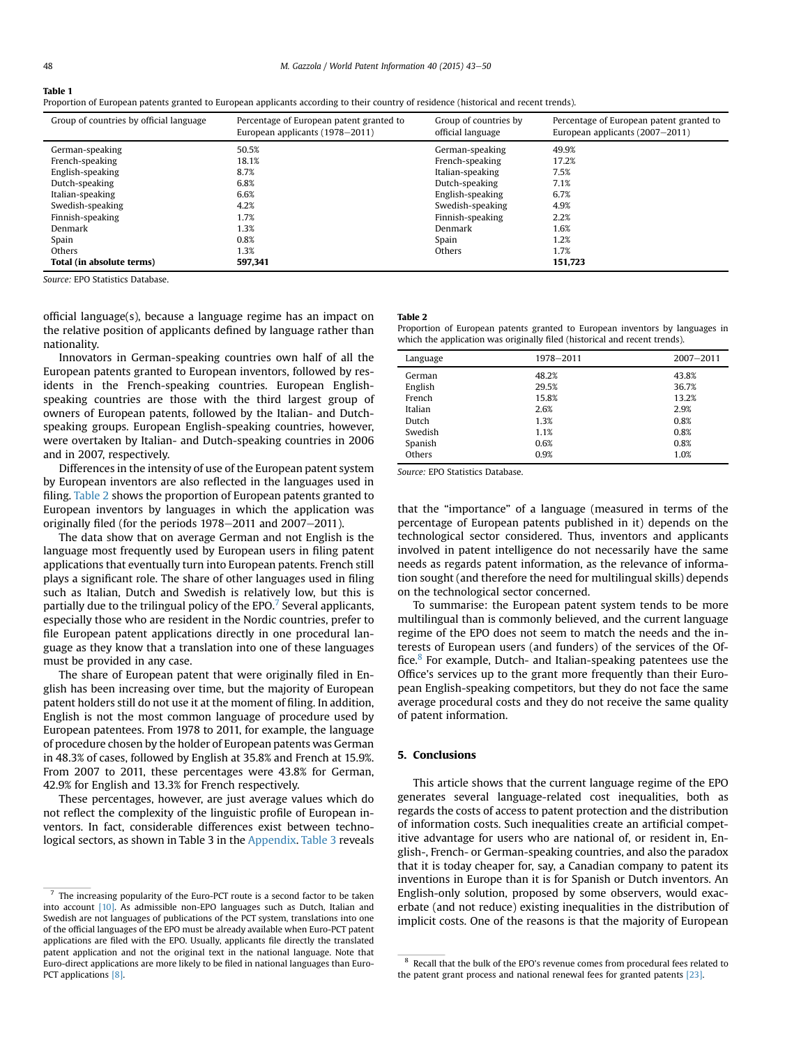**Table 1**
Proportion of European patents granted to European applicants according to their country of residence (historical and recent trends).

| Group of countries by official language | Percentage of European patent granted to European applicants (1978–2011) | Group of countries by official language | Percentage of European patent granted to European applicants (2007–2011) |
|---|---|---|---|
| German-speaking | 50.5% | German-speaking | 49.9% |
| French-speaking | 18.1% | French-speaking | 17.2% |
| English-speaking | 8.7% | Italian-speaking | 7.5% |
| Dutch-speaking | 6.8% | Dutch-speaking | 7.1% |
| Italian-speaking | 6.6% | English-speaking | 6.7% |
| Swedish-speaking | 4.2% | Swedish-speaking | 4.9% |
| Finnish-speaking | 1.7% | Finnish-speaking | 2.2% |
| Denmark | 1.3% | Denmark | 1.6% |
| Spain | 0.8% | Spain | 1.2% |
| Others | 1.3% | Others | 1.7% |
| **Total (in absolute terms)** | **597,341** | | **151,723** |

*Source:* EPO Statistics Database.

official language(s), because a language regime has an impact on the relative position of applicants defined by language rather than nationality.

Innovators in German-speaking countries own half of all the European patents granted to European inventors, followed by residents in the French-speaking countries. European English-speaking countries are those with the third largest group of owners of European patents, followed by the Italian- and Dutch-speaking groups. European English-speaking countries, however, were overtaken by Italian- and Dutch-speaking countries in 2006 and in 2007, respectively.

Differences in the intensity of use of the European patent system by European inventors are also reflected in the languages used in filing. Table 2 shows the proportion of European patents granted to European inventors by languages in which the application was originally filed (for the periods 1978–2011 and 2007–2011).

The data show that on average German and not English is the language most frequently used by European users in filing patent applications that eventually turn into European patents. French still plays a significant role. The share of other languages used in filing such as Italian, Dutch and Swedish is relatively low, but this is partially due to the trilingual policy of the EPO.[7] Several applicants, especially those who are resident in the Nordic countries, prefer to file European patent applications directly in one procedural language as they know that a translation into one of these languages must be provided in any case.

The share of European patent that were originally filed in English has been increasing over time, but the majority of European patent holders still do not use it at the moment of filing. In addition, English is not the most common language of procedure used by European patentees. From 1978 to 2011, for example, the language of procedure chosen by the holder of European patents was German in 48.3% of cases, followed by English at 35.8% and French at 15.9%. From 2007 to 2011, these percentages were 43.8% for German, 42.9% for English and 13.3% for French respectively.

These percentages, however, are just average values which do not reflect the complexity of the linguistic profile of European inventors. In fact, considerable differences exist between technological sectors, as shown in Table 3 in the Appendix. Table 3 reveals that the "importance" of a language (measured in terms of the percentage of European patents published in it) depends on the technological sector considered. Thus, inventors and applicants involved in patent intelligence do not necessarily have the same needs as regards patent information, as the relevance of information sought (and therefore the need for multilingual skills) depends on the technological sector concerned.

**Table 2**
Proportion of European patents granted to European inventors by languages in which the application was originally filed (historical and recent trends).

| Language | 1978–2011 | 2007–2011 |
|---|---|---|
| German | 48.2% | 43.8% |
| English | 29.5% | 36.7% |
| French | 15.8% | 13.2% |
| Italian | 2.6% | 2.9% |
| Dutch | 1.3% | 0.8% |
| Swedish | 1.1% | 0.8% |
| Spanish | 0.6% | 0.8% |
| Others | 0.9% | 1.0% |

*Source:* EPO Statistics Database.

To summarise: the European patent system tends to be more multilingual than is commonly believed, and the current language regime of the EPO does not seem to match the needs and the interests of European users (and funders) of the services of the Office.[8] For example, Dutch- and Italian-speaking patentees use the Office's services up to the grant more frequently than their European English-speaking competitors, but they do not face the same average procedural costs and they do not receive the same quality of patent information.

## 5. Conclusions

This article shows that the current language regime of the EPO generates several language-related cost inequalities, both as regards the costs of access to patent protection and the distribution of information costs. Such inequalities create an artificial competitive advantage for users who are national of, or resident in, English-, French- or German-speaking countries, and also the paradox that it is today cheaper for, say, a Canadian company to patent its inventions in Europe than it is for Spanish or Dutch inventors. An English-only solution, proposed by some observers, would exacerbate (and not reduce) existing inequalities in the distribution of implicit costs. One of the reasons is that the majority of European

[7] The increasing popularity of the Euro-PCT route is a second factor to be taken into account [10]. As admissible non-EPO languages such as Dutch, Italian and Swedish are not languages of publications of the PCT system, translations into one of the official languages of the EPO must be already available when Euro-PCT patent applications are filed with the EPO. Usually, applicants file directly the translated patent application and not the original text in the national language. Note that Euro-direct applications are more likely to be filed in national languages than Euro-PCT applications [8].

[8] Recall that the bulk of the EPO's revenue comes from procedural fees related to the patent grant process and national renewal fees for granted patents [23].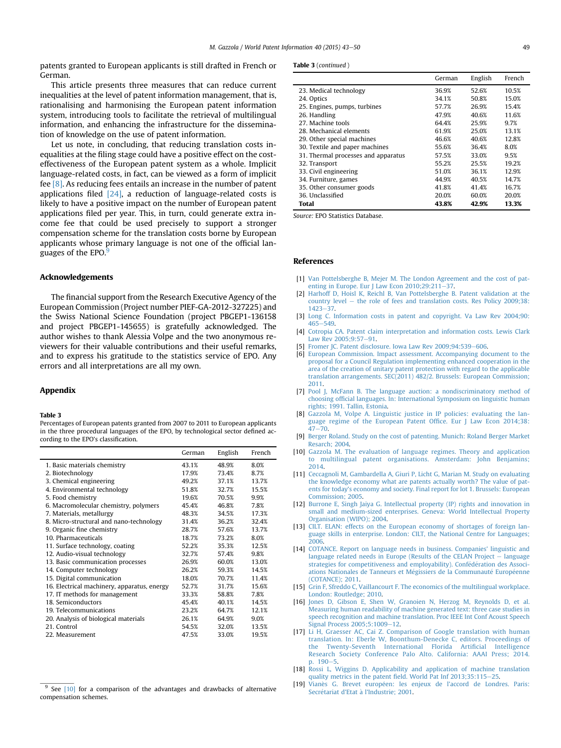patents granted to European applicants is still drafted in French or German.

This article presents three measures that can reduce current inequalities at the level of patent information management, that is, rationalising and harmonising the European patent information system, introducing tools to facilitate the retrieval of multilingual information, and enhancing the infrastructure for the dissemination of knowledge on the use of patent information.

Let us note, in concluding, that reducing translation costs inequalities at the filing stage could have a positive effect on the cost-effectiveness of the European patent system as a whole. Implicit language-related costs, in fact, can be viewed as a form of implicit fee [8]. As reducing fees entails an increase in the number of patent applications filed [24], a reduction of language-related costs is likely to have a positive impact on the number of European patent applications filed per year. This, in turn, could generate extra income fee that could be used precisely to support a stronger compensation scheme for the translation costs borne by European applicants whose primary language is not one of the official languages of the EPO.[9]

## Acknowledgements

The financial support from the Research Executive Agency of the European Commission (Project number PIEF-GA-2012-327225) and the Swiss National Science Foundation (project PBGEP1-136158 and project PBGEP1-145655) is gratefully acknowledged. The author wishes to thank Alessia Volpe and the two anonymous reviewers for their valuable contributions and their useful remarks, and to express his gratitude to the statistics service of EPO. Any errors and all interpretations are all my own.

## Appendix

**Table 3**
Percentages of European patents granted from 2007 to 2011 to European applicants in the three procedural languages of the EPO, by technological sector defined according to the EPO's classification.

| | German | English | French |
|---|---|---|---|
| 1. Basic materials chemistry | 43.1% | 48.9% | 8.0% |
| 2. Biotechnology | 17.9% | 73.4% | 8.7% |
| 3. Chemical engineering | 49.2% | 37.1% | 13.7% |
| 4. Environmental technology | 51.8% | 32.7% | 15.5% |
| 5. Food chemistry | 19.6% | 70.5% | 9.9% |
| 6. Macromolecular chemistry, polymers | 45.4% | 46.8% | 7.8% |
| 7. Materials, metallurgy | 48.3% | 34.5% | 17.3% |
| 8. Micro-structural and nano-technology | 31.4% | 36.2% | 32.4% |
| 9. Organic fine chemistry | 28.7% | 57.6% | 13.7% |
| 10. Pharmaceuticals | 18.7% | 73.2% | 8.0% |
| 11. Surface technology, coating | 52.2% | 35.3% | 12.5% |
| 12. Audio-visual technology | 32.7% | 57.4% | 9.8% |
| 13. Basic communication processes | 26.9% | 60.0% | 13.0% |
| 14. Computer technology | 26.2% | 59.3% | 14.5% |
| 15. Digital communication | 18.0% | 70.7% | 11.4% |
| 16. Electrical machinery, apparatus, energy | 52.7% | 31.7% | 15.6% |
| 17. IT methods for management | 33.3% | 58.8% | 7.8% |
| 18. Semiconductors | 45.4% | 40.1% | 14.5% |
| 19. Telecommunications | 23.2% | 64.7% | 12.1% |
| 20. Analysis of biological materials | 26.1% | 64.9% | 9.0% |
| 21. Control | 54.5% | 32.0% | 13.5% |
| 22. Measurement | 47.5% | 33.0% | 19.5% |
| 23. Medical technology | 36.9% | 52.6% | 10.5% |
| 24. Optics | 34.1% | 50.8% | 15.0% |
| 25. Engines, pumps, turbines | 57.7% | 26.9% | 15.4% |
| 26. Handling | 47.9% | 40.6% | 11.6% |
| 27. Machine tools | 64.4% | 25.9% | 9.7% |
| 28. Mechanical elements | 61.9% | 25.0% | 13.1% |
| 29. Other special machines | 46.6% | 40.6% | 12.8% |
| 30. Textile and paper machines | 55.6% | 36.4% | 8.0% |
| 31. Thermal processes and apparatus | 57.5% | 33.0% | 9.5% |
| 32. Transport | 55.2% | 25.5% | 19.2% |
| 33. Civil engineering | 51.0% | 36.1% | 12.9% |
| 34. Furniture, games | 44.9% | 40.5% | 14.7% |
| 35. Other consumer goods | 41.8% | 41.4% | 16.7% |
| 36. Unclassified | 20.0% | 60.0% | 20.0% |
| **Total** | **43.8%** | **42.9%** | **13.3%** |

*Source:* EPO Statistics Database.

## References

[1] Van Pottelsberghe B, Mejer M. The London Agreement and the cost of patenting in Europe. Eur J Law Econ 2010;29:211–37.

[2] Harhoff D, Hoisl K, Reichl B, Van Pottelsberghe B. Patent validation at the country level – the role of fees and translation costs. Res Policy 2009;38: 1423–37.

[3] Long C. Information costs in patent and copyright. Va Law Rev 2004;90: 465–549.

[4] Cotropia CA. Patent claim interpretation and information costs. Lewis Clark Law Rev 2005;9:57–91.

[5] Fromer JC. Patent disclosure. Iowa Law Rev 2009;94:539–606.

[6] European Commission. Impact assessment. Accompanying document to the proposal for a Council Regulation implementing enhanced cooperation in the area of the creation of unitary patent protection with regard to the applicable translation arrangements. SEC(2011) 482/2. Brussels: European Commission; 2011.

[7] Pool J, McFann B. The language auction: a nondiscriminatory method of choosing official languages. In: International Symposium on linguistic human rights; 1991. Tallin, Estonia.

[8] Gazzola M, Volpe A. Linguistic justice in IP policies: evaluating the language regime of the European Patent Office. Eur J Law Econ 2014;38: 47–70.

[9] Berger Roland. Study on the cost of patenting. Munich: Roland Berger Market Resarch; 2004.

[10] Gazzola M. The evaluation of language regimes. Theory and application to multilingual patent organisations. Amsterdam: John Benjamins; 2014.

[11] Ceccagnoli M, Gambardella A, Giuri P, Licht G, Marian M. Study on evaluating the knowledge economy what are patents actually worth? The value of patents for today's economy and society. Final report for lot 1. Brussels: European Commission; 2005.

[12] Burrone E, Singh Jaiya G. Intellectual property (IP) rights and innovation in small and medium-sized enterprises. Geneva: World Intellectual Property Organisation (WIPO); 2004.

[13] CILT. ELAN: effects on the European economy of shortages of foreign language skills in enterprise. London: CILT, the National Centre for Languages; 2006.

[14] COTANCE. Report on language needs in business. Companies' linguistic and language related needs in Europe (Results of the CELAN Project – language strategies for competitiveness and employability). Confédération des Associations Nationales de Tanneurs et Mégissiers de la Communauté Européenne (COTANCE); 2011.

[15] Grin F, Sfreddo C, Vaillancourt F. The economics of the multilingual workplace. London: Routledge; 2010.

[16] Jones D, Gibson E, Shen W, Granoien N, Herzog M, Reynolds D, et al. Measuring human readability of machine generated text: three case studies in speech recognition and machine translation. Proc IEEE Int Conf Acoust Speech Signal Process 2005;5:1009–12.

[17] Li H, Graesser AC, Cai Z. Comparison of Google translation with human translation. In: Eberle W, Boonthum-Denecke C, editors. Proceedings of the Twenty-Seventh International Florida Artificial Intelligence Research Society Conference Palo Alto. California: AAAI Press; 2014. p. 190–5.

[18] Rossi L, Wiggins D. Applicability and application of machine translation quality metrics in the patent field. World Pat Inf 2013;35:115–25.

[19] Vianès G. Brevet européen: les enjeux de l'accord de Londres. Paris: Secrétariat d'Etat à l'Industrie; 2001.

[9] See [10] for a comparison of the advantages and drawbacks of alternative compensation schemes.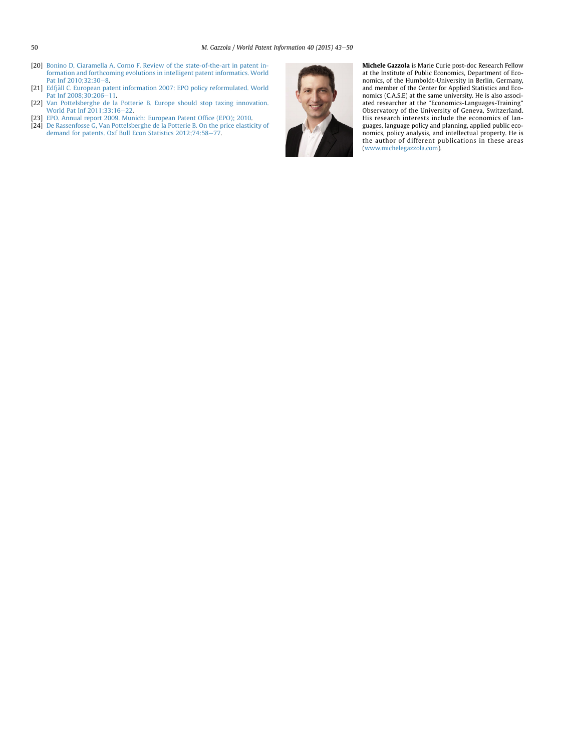[20] Bonino D, Ciaramella A, Corno F. Review of the state-of-the-art in patent information and forthcoming evolutions in intelligent patent informatics. World Pat Inf 2010;32:30–8.

[21] Edfjäll C. European patent information 2007: EPO policy reformulated. World Pat Inf 2008;30:206–11.

[22] Van Pottelsberghe de la Potterie B. Europe should stop taxing innovation. World Pat Inf 2011;33:16–22.

[23] EPO. Annual report 2009. Munich: European Patent Office (EPO); 2010.

[24] De Rassenfosse G, Van Pottelsberghe de la Potterie B. On the price elasticity of demand for patents. Oxf Bull Econ Statistics 2012;74:58–77.

**Michele Gazzola** is Marie Curie post-doc Research Fellow at the Institute of Public Economics, Department of Economics, of the Humboldt-University in Berlin, Germany, and member of the Center for Applied Statistics and Economics (C.A.S.E) at the same university. He is also associated researcher at the "Economics-Languages-Training" Observatory of the University of Geneva, Switzerland. His research interests include the economics of languages, language policy and planning, applied public economics, policy analysis, and intellectual property. He is the author of different publications in these areas (www.michelegazzola.com).